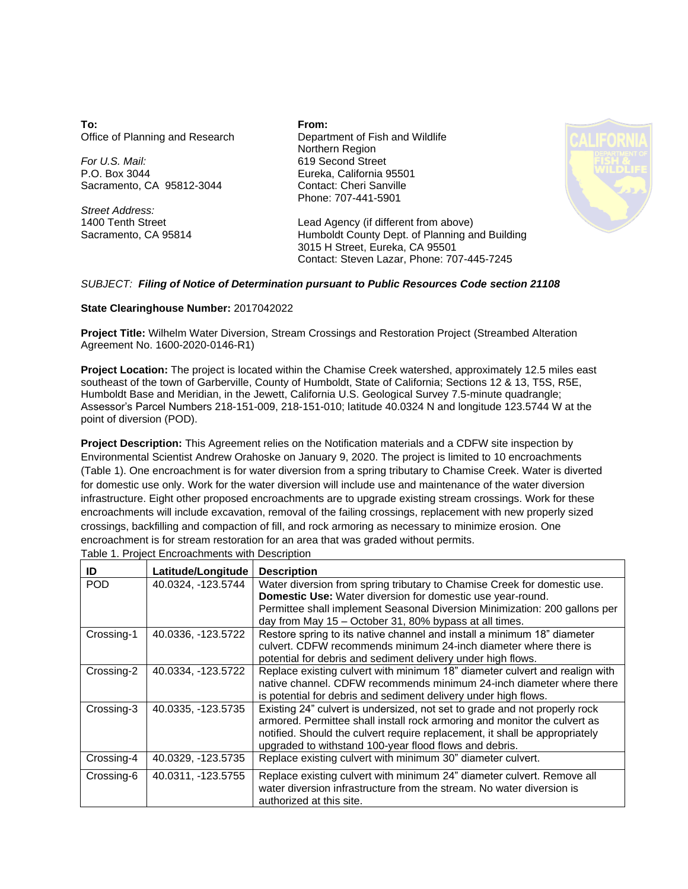**To:**
Office of Planning and Research

*For U.S. Mail:*
P.O. Box 3044
Sacramento, CA 95812-3044

*Street Address:*
1400 Tenth Street
Sacramento, CA 95814

**From:**
Department of Fish and Wildlife
Northern Region
619 Second Street
Eureka, California 95501
Contact: Cheri Sanville
Phone: 707-441-5901

Lead Agency (if different from above)
Humboldt County Dept. of Planning and Building
3015 H Street, Eureka, CA 95501
Contact: Steven Lazar, Phone: 707-445-7245

*SUBJECT: **Filing of Notice of Determination pursuant to Public Resources Code section 21108***

**State Clearinghouse Number:** 2017042022

**Project Title:** Wilhelm Water Diversion, Stream Crossings and Restoration Project (Streambed Alteration Agreement No. 1600-2020-0146-R1)

**Project Location:** The project is located within the Chamise Creek watershed, approximately 12.5 miles east southeast of the town of Garberville, County of Humboldt, State of California; Sections 12 & 13, T5S, R5E, Humboldt Base and Meridian, in the Jewett, California U.S. Geological Survey 7.5-minute quadrangle; Assessor's Parcel Numbers 218-151-009, 218-151-010; latitude 40.0324 N and longitude 123.5744 W at the point of diversion (POD).

**Project Description:** This Agreement relies on the Notification materials and a CDFW site inspection by Environmental Scientist Andrew Orahoske on January 9, 2020. The project is limited to 10 encroachments (Table 1). One encroachment is for water diversion from a spring tributary to Chamise Creek. Water is diverted for domestic use only. Work for the water diversion will include use and maintenance of the water diversion infrastructure. Eight other proposed encroachments are to upgrade existing stream crossings. Work for these encroachments will include excavation, removal of the failing crossings, replacement with new properly sized crossings, backfilling and compaction of fill, and rock armoring as necessary to minimize erosion. One encroachment is for stream restoration for an area that was graded without permits.

Table 1. Project Encroachments with Description

| ID | Latitude/Longitude | Description |
|---|---|---|
| POD | 40.0324, -123.5744 | Water diversion from spring tributary to Chamise Creek for domestic use. **Domestic Use:** Water diversion for domestic use year-round. Permittee shall implement Seasonal Diversion Minimization: 200 gallons per day from May 15 – October 31, 80% bypass at all times. |
| Crossing-1 | 40.0336, -123.5722 | Restore spring to its native channel and install a minimum 18" diameter culvert. CDFW recommends minimum 24-inch diameter where there is potential for debris and sediment delivery under high flows. |
| Crossing-2 | 40.0334, -123.5722 | Replace existing culvert with minimum 18" diameter culvert and realign with native channel. CDFW recommends minimum 24-inch diameter where there is potential for debris and sediment delivery under high flows. |
| Crossing-3 | 40.0335, -123.5735 | Existing 24" culvert is undersized, not set to grade and not properly rock armored. Permittee shall install rock armoring and monitor the culvert as notified. Should the culvert require replacement, it shall be appropriately upgraded to withstand 100-year flood flows and debris. |
| Crossing-4 | 40.0329, -123.5735 | Replace existing culvert with minimum 30" diameter culvert. |
| Crossing-6 | 40.0311, -123.5755 | Replace existing culvert with minimum 24" diameter culvert. Remove all water diversion infrastructure from the stream. No water diversion is authorized at this site. |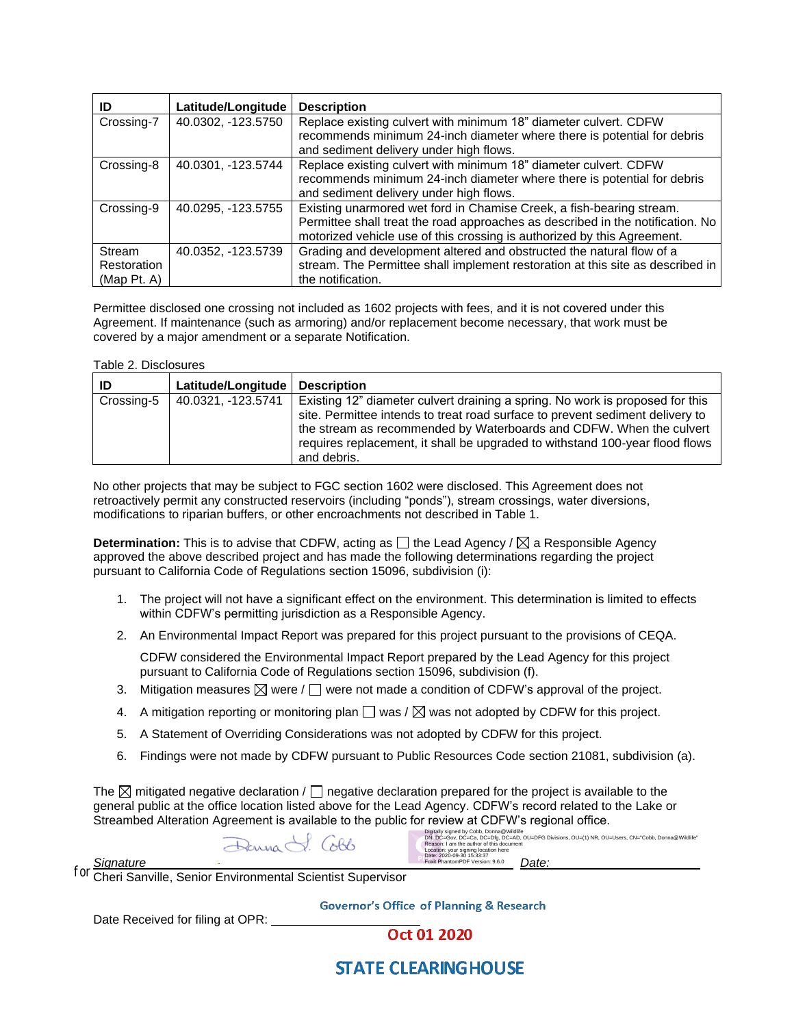| ID | Latitude/Longitude | Description |
|---|---|---|
| Crossing-7 | 40.0302, -123.5750 | Replace existing culvert with minimum 18" diameter culvert. CDFW recommends minimum 24-inch diameter where there is potential for debris and sediment delivery under high flows. |
| Crossing-8 | 40.0301, -123.5744 | Replace existing culvert with minimum 18" diameter culvert. CDFW recommends minimum 24-inch diameter where there is potential for debris and sediment delivery under high flows. |
| Crossing-9 | 40.0295, -123.5755 | Existing unarmored wet ford in Chamise Creek, a fish-bearing stream. Permittee shall treat the road approaches as described in the notification. No motorized vehicle use of this crossing is authorized by this Agreement. |
| Stream Restoration (Map Pt. A) | 40.0352, -123.5739 | Grading and development altered and obstructed the natural flow of a stream. The Permittee shall implement restoration at this site as described in the notification. |

Permittee disclosed one crossing not included as 1602 projects with fees, and it is not covered under this Agreement. If maintenance (such as armoring) and/or replacement become necessary, that work must be covered by a major amendment or a separate Notification.

Table 2. Disclosures

| ID | Latitude/Longitude | Description |
|---|---|---|
| Crossing-5 | 40.0321, -123.5741 | Existing 12" diameter culvert draining a spring. No work is proposed for this site. Permittee intends to treat road surface to prevent sediment delivery to the stream as recommended by Waterboards and CDFW. When the culvert requires replacement, it shall be upgraded to withstand 100-year flood flows and debris. |

No other projects that may be subject to FGC section 1602 were disclosed. This Agreement does not retroactively permit any constructed reservoirs (including "ponds"), stream crossings, water diversions, modifications to riparian buffers, or other encroachments not described in Table 1.

**Determination:** This is to advise that CDFW, acting as ☐ the Lead Agency / ☒ a Responsible Agency approved the above described project and has made the following determinations regarding the project pursuant to California Code of Regulations section 15096, subdivision (i):

1. The project will not have a significant effect on the environment. This determination is limited to effects within CDFW's permitting jurisdiction as a Responsible Agency.
2. An Environmental Impact Report was prepared for this project pursuant to the provisions of CEQA.

   CDFW considered the Environmental Impact Report prepared by the Lead Agency for this project pursuant to California Code of Regulations section 15096, subdivision (f).
3. Mitigation measures ☒ were / ☐ were not made a condition of CDFW's approval of the project.
4. A mitigation reporting or monitoring plan ☐ was / ☒ was not adopted by CDFW for this project.
5. A Statement of Overriding Considerations was not adopted by CDFW for this project.
6. Findings were not made by CDFW pursuant to Public Resources Code section 21081, subdivision (a).

The ☒ mitigated negative declaration / ☐ negative declaration prepared for the project is available to the general public at the office location listed above for the Lead Agency. CDFW's record related to the Lake or Streambed Alteration Agreement is available to the public for review at CDFW's regional office.

Donna L. Cobb

Digitally signed by Cobb, Donna@Wildlife
DN: DC=Gov, DC=Ca, DC=Dfg, DC=AD, OU=DFG Divisions, OU=(1) NR, OU=Users, CN="Cobb, Donna@Wildlife"
Reason: I am the author of this document
Location: your signing location here
Date: 2020-09-30 15:33:37
Foxit PhantomPDF Version: 9.6.0

*Signature* *Date:*

for Cheri Sanville, Senior Environmental Scientist Supervisor

Date Received for filing at OPR:

Governor's Office of Planning & Research

Oct 01 2020

STATE CLEARINGHOUSE